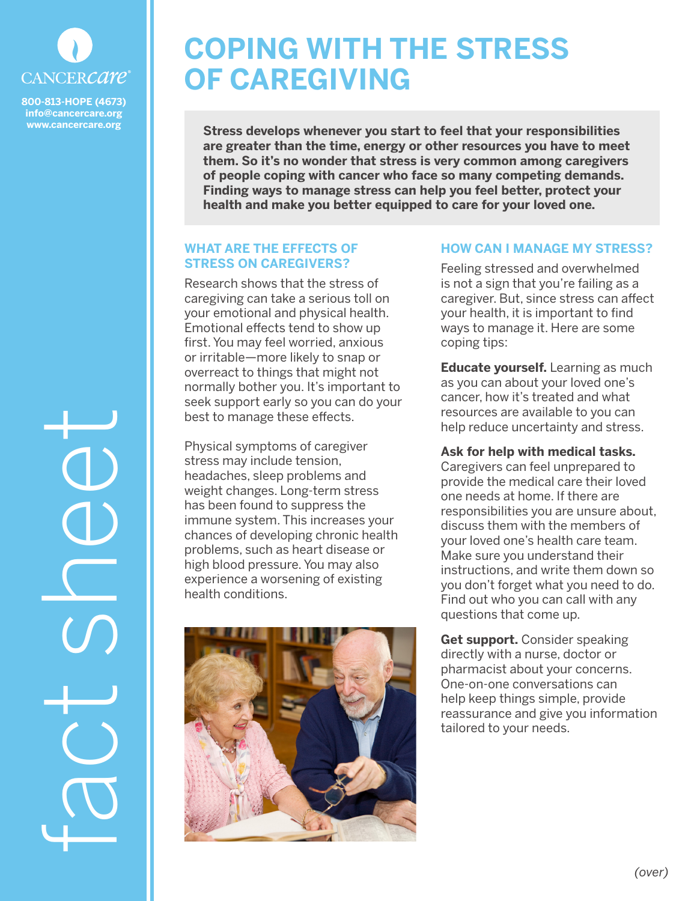CANCERcare®

800-813-HOPE (4673)
info@cancercare.org
www.cancercare.org

fact sheet

# COPING WITH THE STRESS OF CAREGIVING

**Stress develops whenever you start to feel that your responsibilities are greater than the time, energy or other resources you have to meet them. So it's no wonder that stress is very common among caregivers of people coping with cancer who face so many competing demands. Finding ways to manage stress can help you feel better, protect your health and make you better equipped to care for your loved one.**

## WHAT ARE THE EFFECTS OF STRESS ON CAREGIVERS?

Research shows that the stress of caregiving can take a serious toll on your emotional and physical health. Emotional effects tend to show up first. You may feel worried, anxious or irritable—more likely to snap or overreact to things that might not normally bother you. It's important to seek support early so you can do your best to manage these effects.

Physical symptoms of caregiver stress may include tension, headaches, sleep problems and weight changes. Long-term stress has been found to suppress the immune system. This increases your chances of developing chronic health problems, such as heart disease or high blood pressure. You may also experience a worsening of existing health conditions.

## HOW CAN I MANAGE MY STRESS?

Feeling stressed and overwhelmed is not a sign that you're failing as a caregiver. But, since stress can affect your health, it is important to find ways to manage it. Here are some coping tips:

**Educate yourself.** Learning as much as you can about your loved one's cancer, how it's treated and what resources are available to you can help reduce uncertainty and stress.

**Ask for help with medical tasks.** Caregivers can feel unprepared to provide the medical care their loved one needs at home. If there are responsibilities you are unsure about, discuss them with the members of your loved one's health care team. Make sure you understand their instructions, and write them down so you don't forget what you need to do. Find out who you can call with any questions that come up.

**Get support.** Consider speaking directly with a nurse, doctor or pharmacist about your concerns. One-on-one conversations can help keep things simple, provide reassurance and give you information tailored to your needs.

*(over)*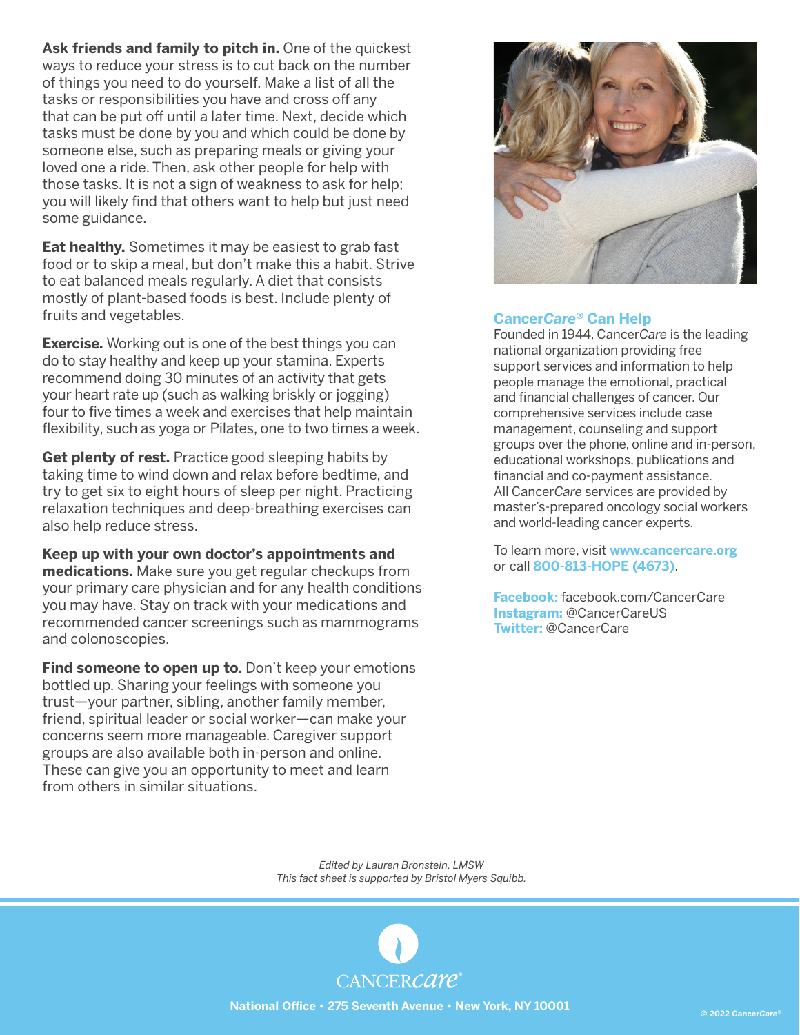**Ask friends and family to pitch in.** One of the quickest ways to reduce your stress is to cut back on the number of things you need to do yourself. Make a list of all the tasks or responsibilities you have and cross off any that can be put off until a later time. Next, decide which tasks must be done by you and which could be done by someone else, such as preparing meals or giving your loved one a ride. Then, ask other people for help with those tasks. It is not a sign of weakness to ask for help; you will likely find that others want to help but just need some guidance.

**Eat healthy.** Sometimes it may be easiest to grab fast food or to skip a meal, but don't make this a habit. Strive to eat balanced meals regularly. A diet that consists mostly of plant-based foods is best. Include plenty of fruits and vegetables.

**Exercise.** Working out is one of the best things you can do to stay healthy and keep up your stamina. Experts recommend doing 30 minutes of an activity that gets your heart rate up (such as walking briskly or jogging) four to five times a week and exercises that help maintain flexibility, such as yoga or Pilates, one to two times a week.

**Get plenty of rest.** Practice good sleeping habits by taking time to wind down and relax before bedtime, and try to get six to eight hours of sleep per night. Practicing relaxation techniques and deep-breathing exercises can also help reduce stress.

**Keep up with your own doctor's appointments and medications.** Make sure you get regular checkups from your primary care physician and for any health conditions you may have. Stay on track with your medications and recommended cancer screenings such as mammograms and colonoscopies.

**Find someone to open up to.** Don't keep your emotions bottled up. Sharing your feelings with someone you trust—your partner, sibling, another family member, friend, spiritual leader or social worker—can make your concerns seem more manageable. Caregiver support groups are also available both in-person and online. These can give you an opportunity to meet and learn from others in similar situations.

## Cancer*Care*® Can Help

Founded in 1944, Cancer*Care* is the leading national organization providing free support services and information to help people manage the emotional, practical and financial challenges of cancer. Our comprehensive services include case management, counseling and support groups over the phone, online and in-person, educational workshops, publications and financial and co-payment assistance. All Cancer*Care* services are provided by master's-prepared oncology social workers and world-leading cancer experts.

To learn more, visit **www.cancercare.org** or call **800-813-HOPE (4673)**.

**Facebook:** facebook.com/CancerCare
**Instagram:** @CancerCareUS
**Twitter:** @CancerCare

*Edited by Lauren Bronstein, LMSW*
*This fact sheet is supported by Bristol Myers Squibb.*

CANCER*care*®

**National Office • 275 Seventh Avenue • New York, NY 10001**

© 2022 CancerCare®